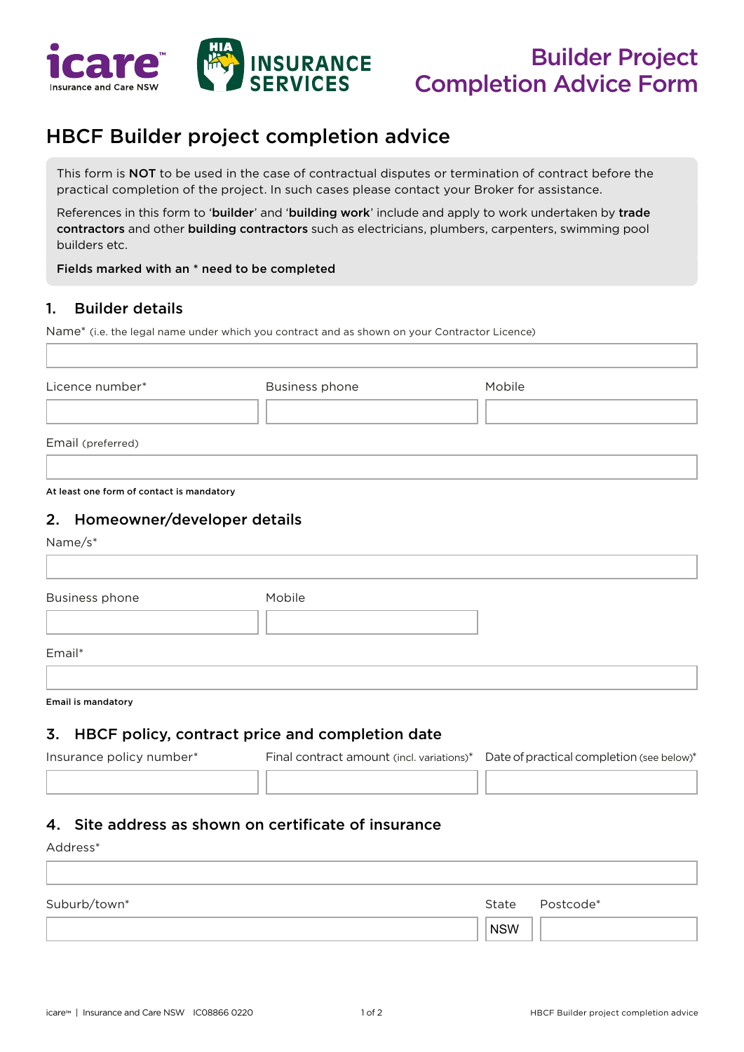# Builder Project Completion Advice Form

## HBCF Builder project completion advice

This form is **NOT** to be used in the case of contractual disputes or termination of contract before the practical completion of the project. In such cases please contact your Broker for assistance.

References in this form to '**builder**' and '**building work**' include and apply to work undertaken by **trade contractors** and other **building contractors** such as electricians, plumbers, carpenters, swimming pool builders etc.

**Fields marked with an * need to be completed**

### 1. Builder details

Name* (i.e. the legal name under which you contract and as shown on your Contractor Licence)

| Licence number* | Business phone | Mobile |
|---|---|---|
| | | |

Email (preferred)

**At least one form of contact is mandatory**

### 2. Homeowner/developer details

Name/s*

| Business phone | Mobile |
|---|---|
| | |

Email*

**Email is mandatory**

### 3. HBCF policy, contract price and completion date

| Insurance policy number* | Final contract amount (incl. variations)* | Date of practical completion (see below)* |
|---|---|---|
| | | |

### 4. Site address as shown on certificate of insurance

Address*

| Suburb/town* | State | Postcode* |
|---|---|---|
| | NSW | |

icare™ | Insurance and Care NSW IC08866 0220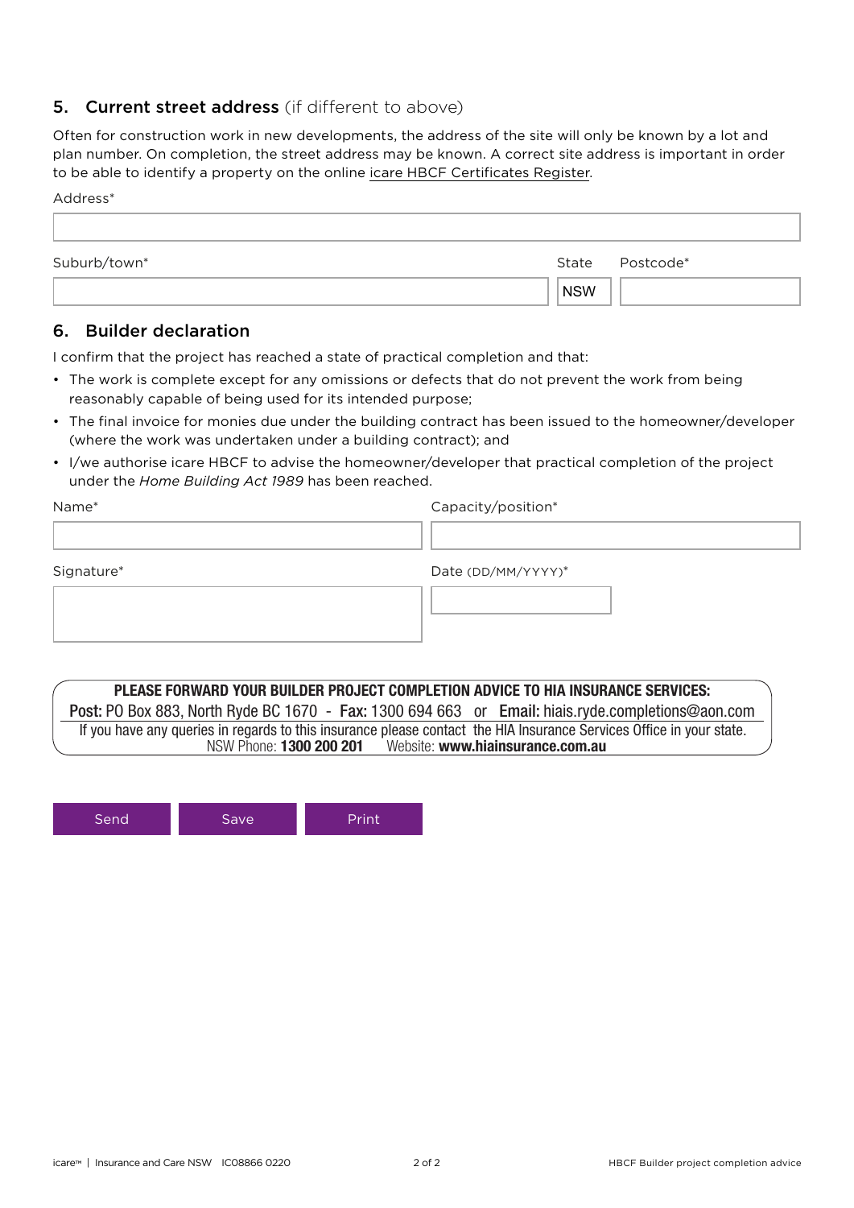## 5. Current street address (if different to above)

Often for construction work in new developments, the address of the site will only be known by a lot and plan number. On completion, the street address may be known. A correct site address is important in order to be able to identify a property on the online icare HBCF Certificates Register.

Address*

Suburb/town*

State NSW

Postcode*

## 6. Builder declaration

I confirm that the project has reached a state of practical completion and that:

- The work is complete except for any omissions or defects that do not prevent the work from being reasonably capable of being used for its intended purpose;
- The final invoice for monies due under the building contract has been issued to the homeowner/developer (where the work was undertaken under a building contract); and
- I/we authorise icare HBCF to advise the homeowner/developer that practical completion of the project under the *Home Building Act 1989* has been reached.

Name*

Capacity/position*

Signature*

Date (DD/MM/YYYY)*

**PLEASE FORWARD YOUR BUILDER PROJECT COMPLETION ADVICE TO HIA INSURANCE SERVICES:**

**Post:** PO Box 883, North Ryde BC 1670 - **Fax:** 1300 694 663 or **Email:** hiais.ryde.completions@aon.com

If you have any queries in regards to this insurance please contact the HIA Insurance Services Office in your state.
NSW Phone: **1300 200 201** Website: **www.hiainsurance.com.au**

Send | Save | Print